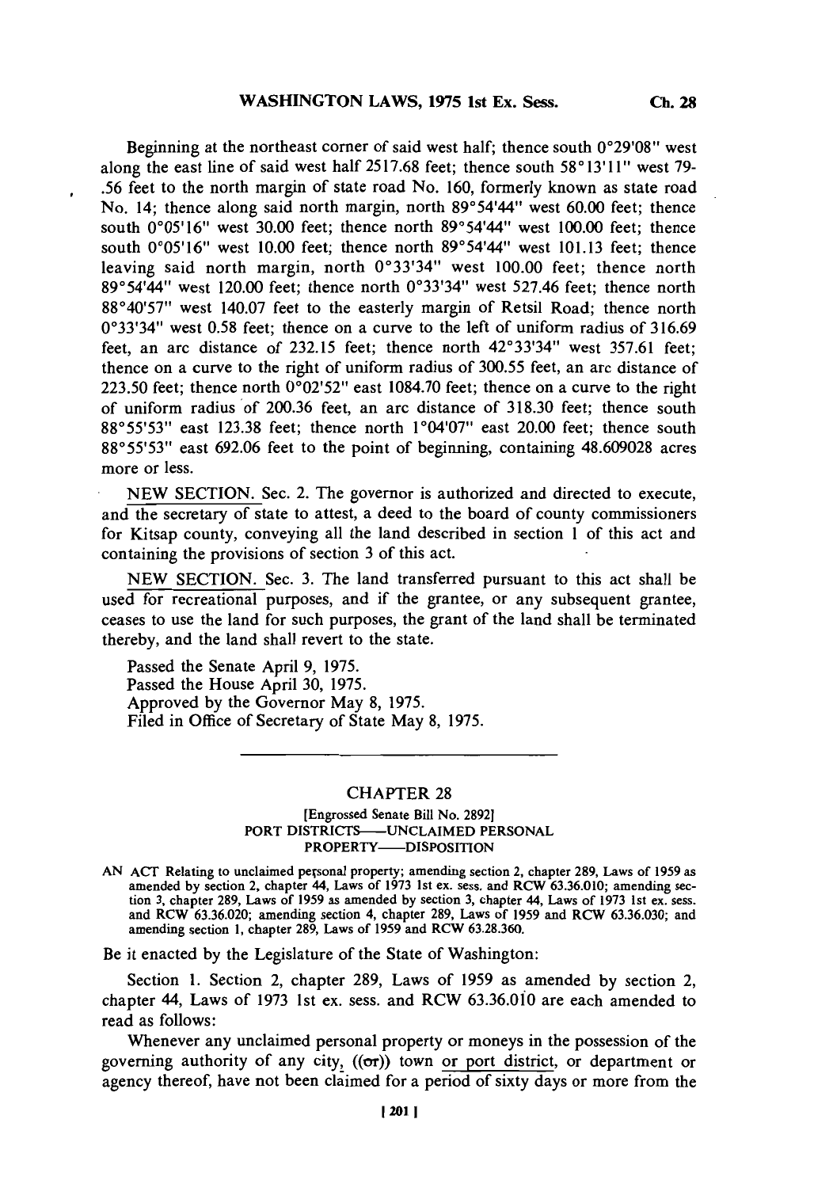Beginning at the northeast corner of said west half; thence south 0°29'08" west along the east line of said west half 2517.68 feet; thence south 58°13'11" west 79.56 feet to the north margin of state road No. 160, formerly known as state road No. 14; thence along said north margin, north 89°54'44" west 60.00 feet; thence south 0°05'16" west 30.00 feet; thence north 89°54'44" west 100.00 feet; thence south 0°05'16" west 10.00 feet; thence north 89°54'44" west 101.13 feet; thence leaving said north margin, north 0°33'34" west 100.00 feet; thence north 89°54'44" west 120.00 feet; thence north 0°33'34" west 527.46 feet; thence north 88°40'57" west 140.07 feet to the easterly margin of Retsil Road; thence north 0°33'34" west 0.58 feet; thence on a curve to the left of uniform radius of 316.69 feet, an arc distance of 232.15 feet; thence north 42°33'34" west 357.61 feet; thence on a curve to the right of uniform radius of 300.55 feet, an arc distance of 223.50 feet; thence north 0°02'52" east 1084.70 feet; thence on a curve to the right of uniform radius of 200.36 feet, an arc distance of 318.30 feet; thence south 88°55'53" east 123.38 feet; thence north 1°04'07" east 20.00 feet; thence south 88°55'53" east 692.06 feet to the point of beginning, containing 48.609028 acres more or less.

NEW SECTION. Sec. 2. The governor is authorized and directed to execute, and the secretary of state to attest, a deed to the board of county commissioners for Kitsap county, conveying all the land described in section 1 of this act and containing the provisions of section 3 of this act.

NEW SECTION. Sec. 3. The land transferred pursuant to this act shall be used for recreational purposes, and if the grantee, or any subsequent grantee, ceases to use the land for such purposes, the grant of the land shall be terminated thereby, and the land shall revert to the state.

Passed the Senate April 9, 1975.
Passed the House April 30, 1975.
Approved by the Governor May 8, 1975.
Filed in Office of Secretary of State May 8, 1975.

---

## CHAPTER 28

[Engrossed Senate Bill No. 2892]
PORT DISTRICTS——UNCLAIMED PERSONAL PROPERTY——DISPOSITION

AN ACT Relating to unclaimed personal property; amending section 2, chapter 289, Laws of 1959 as amended by section 2, chapter 44, Laws of 1973 1st ex. sess. and RCW 63.36.010; amending section 3, chapter 289, Laws of 1959 as amended by section 3, chapter 44, Laws of 1973 1st ex. sess. and RCW 63.36.020; amending section 4, chapter 289, Laws of 1959 and RCW 63.36.030; and amending section 1, chapter 289, Laws of 1959 and RCW 63.28.360.

Be it enacted by the Legislature of the State of Washington:

Section 1. Section 2, chapter 289, Laws of 1959 as amended by section 2, chapter 44, Laws of 1973 1st ex. sess. and RCW 63.36.010 are each amended to read as follows:

Whenever any unclaimed personal property or moneys in the possession of the governing authority of any city, ((or)) town or port district, or department or agency thereof, have not been claimed for a period of sixty days or more from the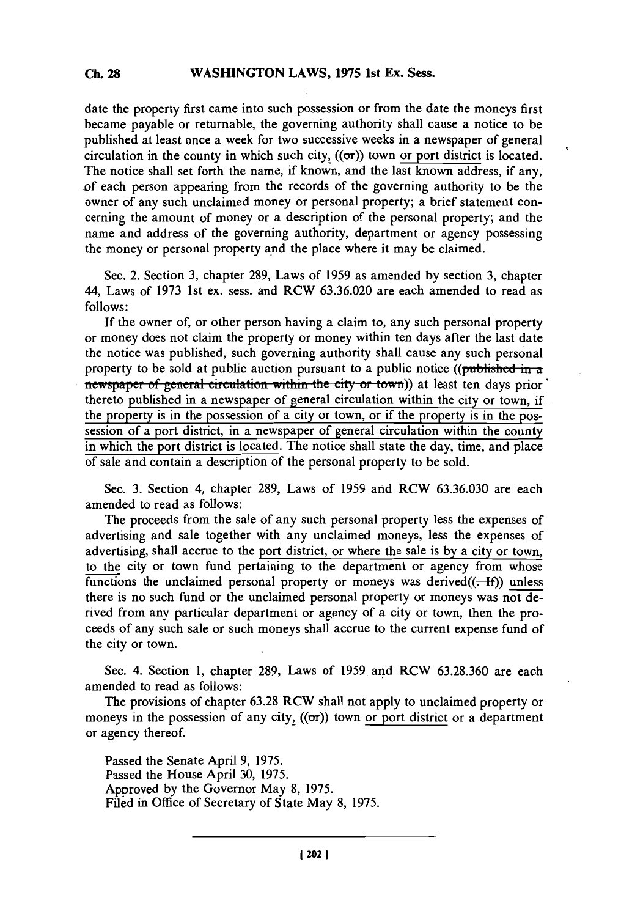date the property first came into such possession or from the date the moneys first became payable or returnable, the governing authority shall cause a notice to be published at least once a week for two successive weeks in a newspaper of general circulation in the county in which such city, ((or)) town or port district is located. The notice shall set forth the name, if known, and the last known address, if any, of each person appearing from the records of the governing authority to be the owner of any such unclaimed money or personal property; a brief statement concerning the amount of money or a description of the personal property; and the name and address of the governing authority, department or agency possessing the money or personal property and the place where it may be claimed.

Sec. 2. Section 3, chapter 289, Laws of 1959 as amended by section 3, chapter 44, Laws of 1973 1st ex. sess. and RCW 63.36.020 are each amended to read as follows:

If the owner of, or other person having a claim to, any such personal property or money does not claim the property or money within ten days after the last date the notice was published, such governing authority shall cause any such personal property to be sold at public auction pursuant to a public notice ((published in a newspaper of general circulation within the city or town)) at least ten days prior thereto published in a newspaper of general circulation within the city or town, if the property is in the possession of a city or town, or if the property is in the possession of a port district, in a newspaper of general circulation within the county in which the port district is located. The notice shall state the day, time, and place of sale and contain a description of the personal property to be sold.

Sec. 3. Section 4, chapter 289, Laws of 1959 and RCW 63.36.030 are each amended to read as follows:

The proceeds from the sale of any such personal property less the expenses of advertising and sale together with any unclaimed moneys, less the expenses of advertising, shall accrue to the port district, or where the sale is by a city or town, to the city or town fund pertaining to the department or agency from whose functions the unclaimed personal property or moneys was derived((. If)) unless there is no such fund or the unclaimed personal property or moneys was not derived from any particular department or agency of a city or town, then the proceeds of any such sale or such moneys shall accrue to the current expense fund of the city or town.

Sec. 4. Section 1, chapter 289, Laws of 1959 and RCW 63.28.360 are each amended to read as follows:

The provisions of chapter 63.28 RCW shall not apply to unclaimed property or moneys in the possession of any city, ((or)) town or port district or a department or agency thereof.

Passed the Senate April 9, 1975.
Passed the House April 30, 1975.
Approved by the Governor May 8, 1975.
Filed in Office of Secretary of State May 8, 1975.

---